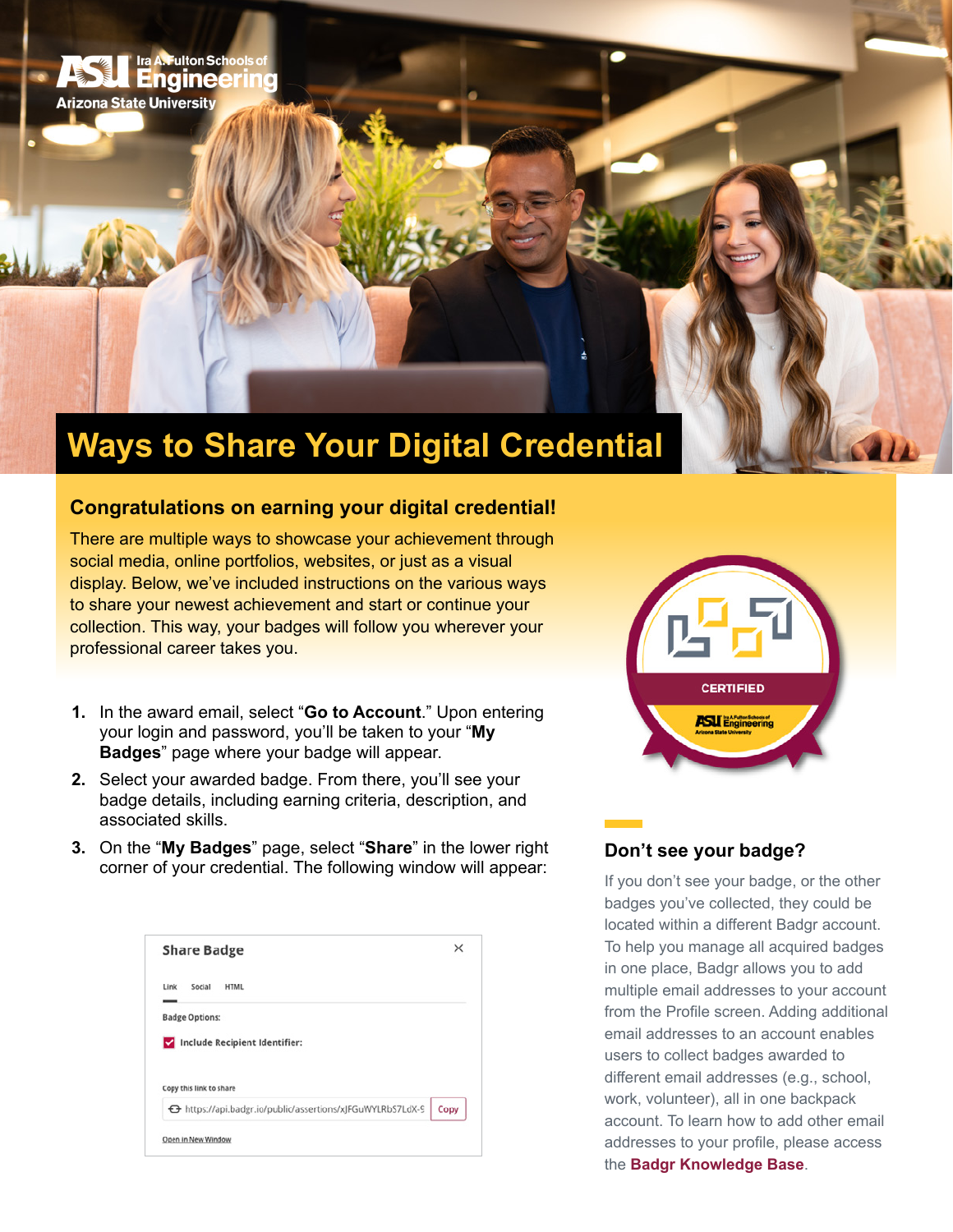# Ways to Share Your Digital Credential

## Congratulations on earning your digital credential!

There are multiple ways to showcase your achievement through social media, online portfolios, websites, or just as a visual display. Below, we've included instructions on the various ways to share your newest achievement and start or continue your collection. This way, your badges will follow you wherever your professional career takes you.

1. In the award email, select "**Go to Account**." Upon entering your login and password, you'll be taken to your "**My Badges**" page where your badge will appear.
2. Select your awarded badge. From there, you'll see your badge details, including earning criteria, description, and associated skills.
3. On the "**My Badges**" page, select "**Share**" in the lower right corner of your credential. The following window will appear:

Share Badge

Link | Social | HTML

Badge Options:

Include Recipient Identifier:

Copy this link to share

https://api.badgr.io/public/assertions/xJFGuWYLRbS7LdX-S Copy

Open in New Window

### Don't see your badge?

If you don't see your badge, or the other badges you've collected, they could be located within a different Badgr account. To help you manage all acquired badges in one place, Badgr allows you to add multiple email addresses to your account from the Profile screen. Adding additional email addresses to an account enables users to collect badges awarded to different email addresses (e.g., school, work, volunteer), all in one backpack account. To learn how to add other email addresses to your profile, please access the **Badgr Knowledge Base**.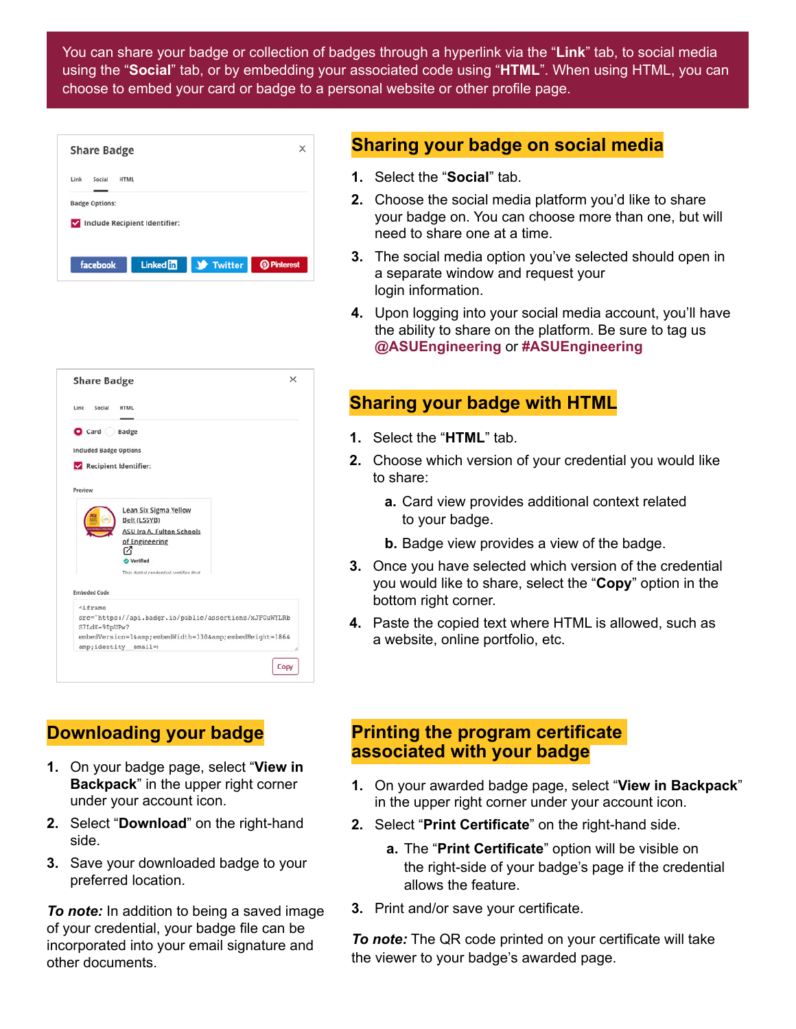You can share your badge or collection of badges through a hyperlink via the "**Link**" tab, to social media using the "**Social**" tab, or by embedding your associated code using "**HTML**". When using HTML, you can choose to embed your card or badge to a personal website or other profile page.

## Sharing your badge on social media

1. Select the "**Social**" tab.
2. Choose the social media platform you'd like to share your badge on. You can choose more than one, but will need to share one at a time.
3. The social media option you've selected should open in a separate window and request your login information.
4. Upon logging into your social media account, you'll have the ability to share on the platform. Be sure to tag us **@ASUEngineering** or **#ASUEngineering**

## Sharing your badge with HTML

1. Select the "**HTML**" tab.
2. Choose which version of your credential you would like to share:
   a. Card view provides additional context related to your badge.
   b. Badge view provides a view of the badge.
3. Once you have selected which version of the credential you would like to share, select the "**Copy**" option in the bottom right corner.
4. Paste the copied text where HTML is allowed, such as a website, online portfolio, etc.

## Downloading your badge

1. On your badge page, select "**View in Backpack**" in the upper right corner under your account icon.
2. Select "**Download**" on the right-hand side.
3. Save your downloaded badge to your preferred location.

***To note:*** In addition to being a saved image of your credential, your badge file can be incorporated into your email signature and other documents.

## Printing the program certificate associated with your badge

1. On your awarded badge page, select "**View in Backpack**" in the upper right corner under your account icon.
2. Select "**Print Certificate**" on the right-hand side.
   a. The "**Print Certificate**" option will be visible on the right-side of your badge's page if the credential allows the feature.
3. Print and/or save your certificate.

***To note:*** The QR code printed on your certificate will take the viewer to your badge's awarded page.